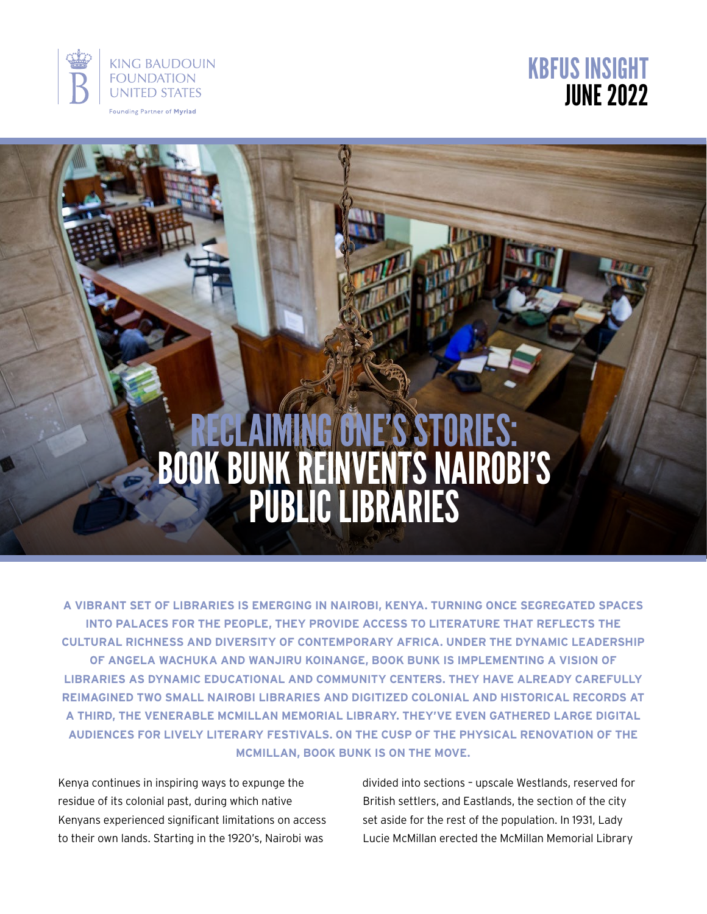KING BAUDOUIN FOUNDATION UNITED STATES

Founding Partner of **Myriad**

**KBFUS INSIGHT**
**JUNE 2022**

# RECLAIMING ONE'S STORIES: BOOK BUNK REINVENTS NAIROBI'S PUBLIC LIBRARIES

**A VIBRANT SET OF LIBRARIES IS EMERGING IN NAIROBI, KENYA. TURNING ONCE SEGREGATED SPACES INTO PALACES FOR THE PEOPLE, THEY PROVIDE ACCESS TO LITERATURE THAT REFLECTS THE CULTURAL RICHNESS AND DIVERSITY OF CONTEMPORARY AFRICA. UNDER THE DYNAMIC LEADERSHIP OF ANGELA WACHUKA AND WANJIRU KOINANGE, BOOK BUNK IS IMPLEMENTING A VISION OF LIBRARIES AS DYNAMIC EDUCATIONAL AND COMMUNITY CENTERS. THEY HAVE ALREADY CAREFULLY REIMAGINED TWO SMALL NAIROBI LIBRARIES AND DIGITIZED COLONIAL AND HISTORICAL RECORDS AT A THIRD, THE VENERABLE MCMILLAN MEMORIAL LIBRARY. THEY'VE EVEN GATHERED LARGE DIGITAL AUDIENCES FOR LIVELY LITERARY FESTIVALS. ON THE CUSP OF THE PHYSICAL RENOVATION OF THE MCMILLAN, BOOK BUNK IS ON THE MOVE.**

Kenya continues in inspiring ways to expunge the residue of its colonial past, during which native Kenyans experienced significant limitations on access to their own lands. Starting in the 1920's, Nairobi was divided into sections – upscale Westlands, reserved for British settlers, and Eastlands, the section of the city set aside for the rest of the population. In 1931, Lady Lucie McMillan erected the McMillan Memorial Library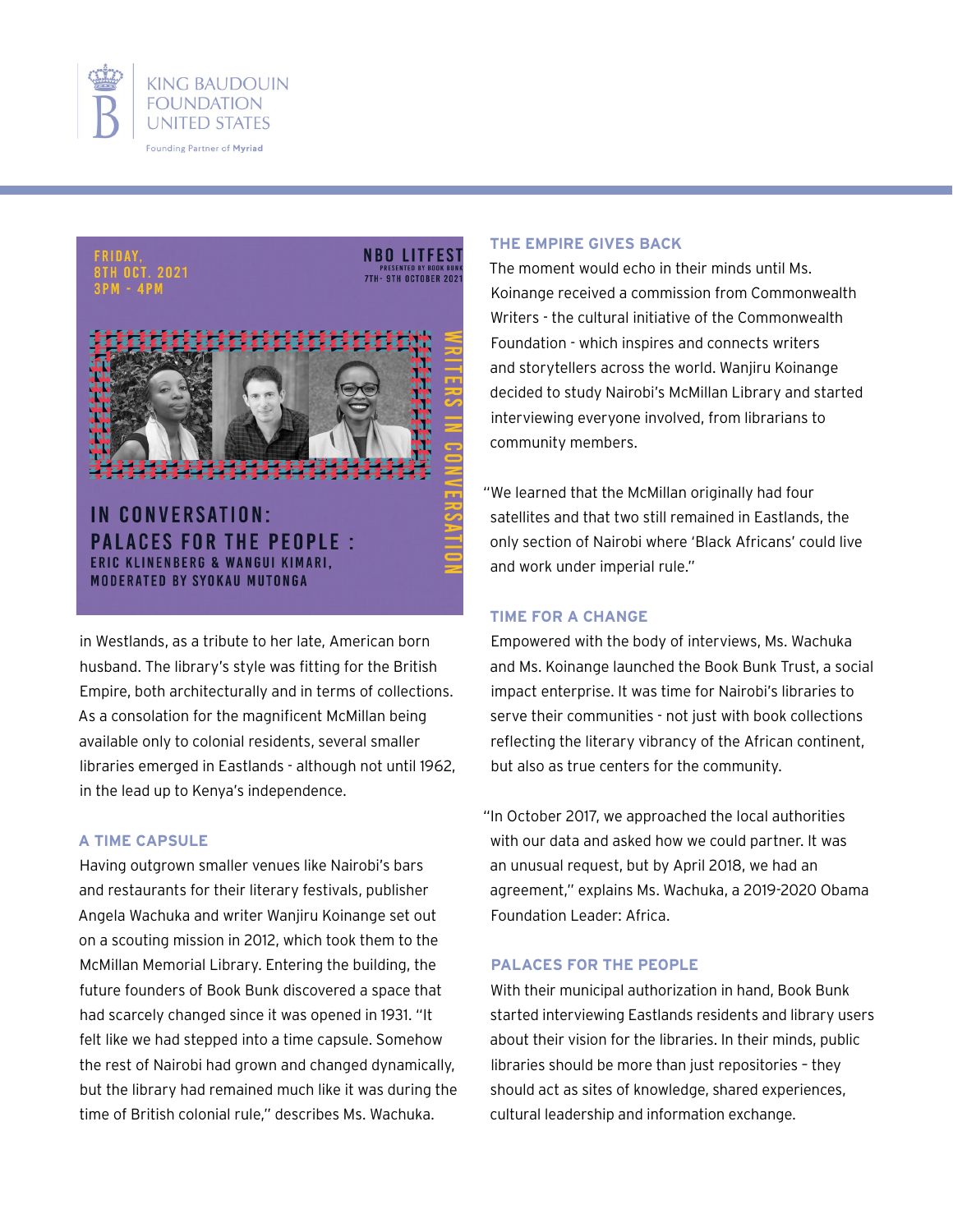FRIDAY, 8TH OCT. 2021 3PM - 4PM

NBO LITFEST PRESENTED BY BOOK BUNK 7TH- 9TH OCTOBER 2021

WRITERS IN CONVERSATION

IN CONVERSATION: PALACES FOR THE PEOPLE : ERIC KLINENBERG & WANGUI KIMARI, MODERATED BY SYOKAU MUTONGA

in Westlands, as a tribute to her late, American born husband. The library's style was fitting for the British Empire, both architecturally and in terms of collections. As a consolation for the magnificent McMillan being available only to colonial residents, several smaller libraries emerged in Eastlands - although not until 1962, in the lead up to Kenya's independence.

### A TIME CAPSULE

Having outgrown smaller venues like Nairobi's bars and restaurants for their literary festivals, publisher Angela Wachuka and writer Wanjiru Koinange set out on a scouting mission in 2012, which took them to the McMillan Memorial Library. Entering the building, the future founders of Book Bunk discovered a space that had scarcely changed since it was opened in 1931. "It felt like we had stepped into a time capsule. Somehow the rest of Nairobi had grown and changed dynamically, but the library had remained much like it was during the time of British colonial rule," describes Ms. Wachuka.

### THE EMPIRE GIVES BACK

The moment would echo in their minds until Ms. Koinange received a commission from Commonwealth Writers - the cultural initiative of the Commonwealth Foundation - which inspires and connects writers and storytellers across the world. Wanjiru Koinange decided to study Nairobi's McMillan Library and started interviewing everyone involved, from librarians to community members.

"We learned that the McMillan originally had four satellites and that two still remained in Eastlands, the only section of Nairobi where 'Black Africans' could live and work under imperial rule."

### TIME FOR A CHANGE

Empowered with the body of interviews, Ms. Wachuka and Ms. Koinange launched the Book Bunk Trust, a social impact enterprise. It was time for Nairobi's libraries to serve their communities - not just with book collections reflecting the literary vibrancy of the African continent, but also as true centers for the community.

"In October 2017, we approached the local authorities with our data and asked how we could partner. It was an unusual request, but by April 2018, we had an agreement," explains Ms. Wachuka, a 2019-2020 Obama Foundation Leader: Africa.

### PALACES FOR THE PEOPLE

With their municipal authorization in hand, Book Bunk started interviewing Eastlands residents and library users about their vision for the libraries. In their minds, public libraries should be more than just repositories – they should act as sites of knowledge, shared experiences, cultural leadership and information exchange.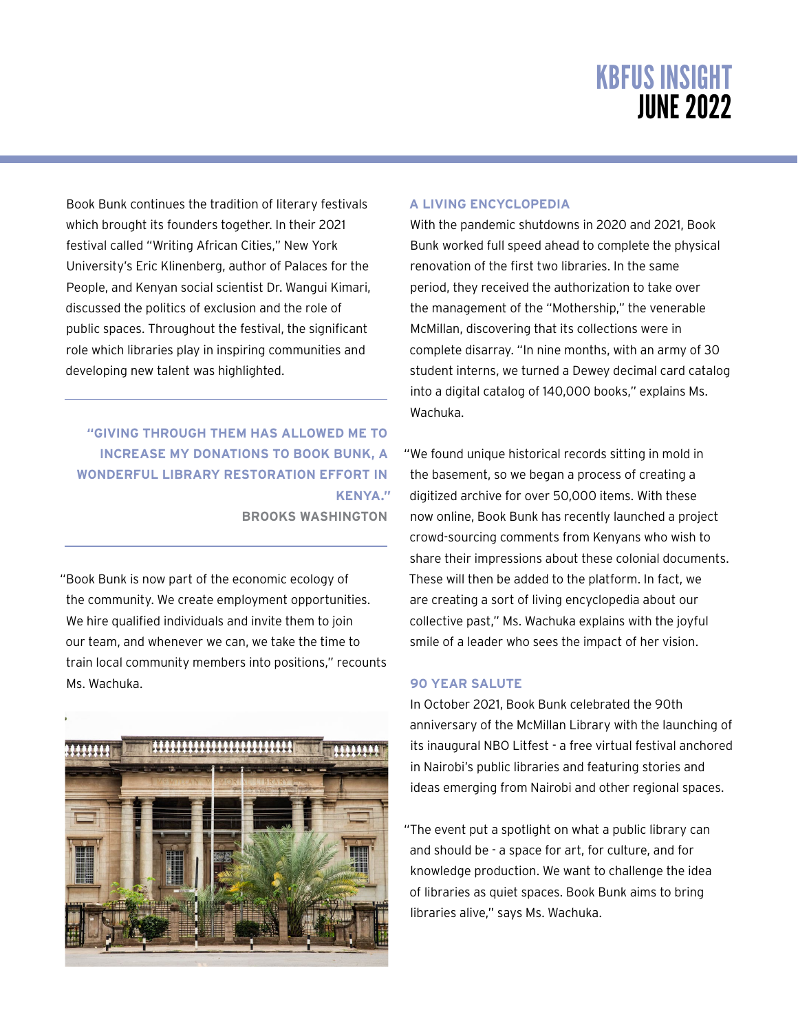Book Bunk continues the tradition of literary festivals which brought its founders together. In their 2021 festival called "Writing African Cities," New York University's Eric Klinenberg, author of Palaces for the People, and Kenyan social scientist Dr. Wangui Kimari, discussed the politics of exclusion and the role of public spaces. Throughout the festival, the significant role which libraries play in inspiring communities and developing new talent was highlighted.

> **"GIVING THROUGH THEM HAS ALLOWED ME TO INCREASE MY DONATIONS TO BOOK BUNK, A WONDERFUL LIBRARY RESTORATION EFFORT IN KENYA."**
>
> **BROOKS WASHINGTON**

"Book Bunk is now part of the economic ecology of the community. We create employment opportunities. We hire qualified individuals and invite them to join our team, and whenever we can, we take the time to train local community members into positions," recounts Ms. Wachuka.

### A LIVING ENCYCLOPEDIA

With the pandemic shutdowns in 2020 and 2021, Book Bunk worked full speed ahead to complete the physical renovation of the first two libraries. In the same period, they received the authorization to take over the management of the "Mothership," the venerable McMillan, discovering that its collections were in complete disarray. "In nine months, with an army of 30 student interns, we turned a Dewey decimal card catalog into a digital catalog of 140,000 books," explains Ms. Wachuka.

"We found unique historical records sitting in mold in the basement, so we began a process of creating a digitized archive for over 50,000 items. With these now online, Book Bunk has recently launched a project crowd-sourcing comments from Kenyans who wish to share their impressions about these colonial documents. These will then be added to the platform. In fact, we are creating a sort of living encyclopedia about our collective past," Ms. Wachuka explains with the joyful smile of a leader who sees the impact of her vision.

### 90 YEAR SALUTE

In October 2021, Book Bunk celebrated the 90th anniversary of the McMillan Library with the launching of its inaugural NBO Litfest - a free virtual festival anchored in Nairobi's public libraries and featuring stories and ideas emerging from Nairobi and other regional spaces.

"The event put a spotlight on what a public library can and should be - a space for art, for culture, and for knowledge production. We want to challenge the idea of libraries as quiet spaces. Book Bunk aims to bring libraries alive," says Ms. Wachuka.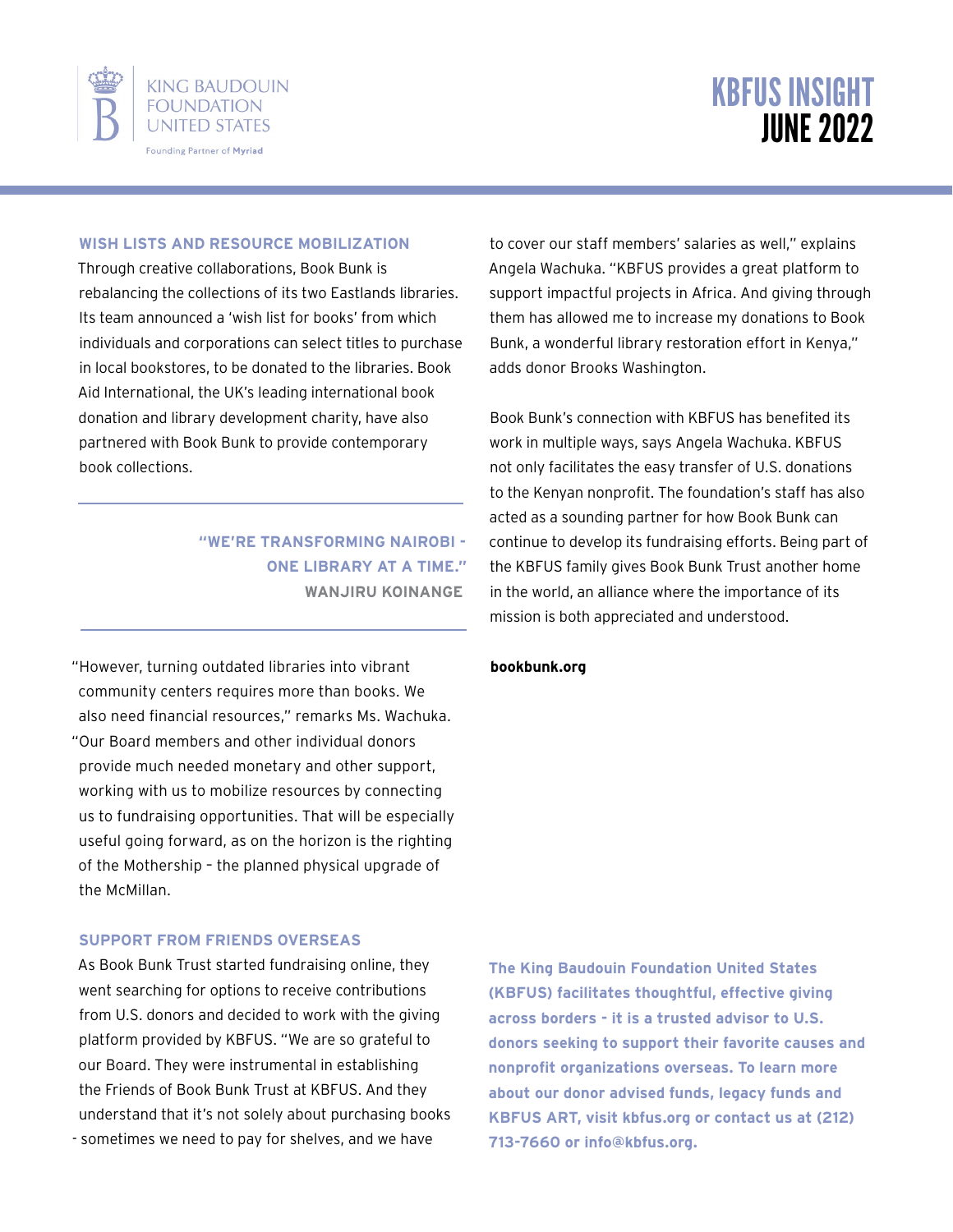## WISH LISTS AND RESOURCE MOBILIZATION

Through creative collaborations, Book Bunk is rebalancing the collections of its two Eastlands libraries. Its team announced a 'wish list for books' from which individuals and corporations can select titles to purchase in local bookstores, to be donated to the libraries. Book Aid International, the UK's leading international book donation and library development charity, have also partnered with Book Bunk to provide contemporary book collections.

> **"WE'RE TRANSFORMING NAIROBI - ONE LIBRARY AT A TIME."**
> **WANJIRU KOINANGE**

"However, turning outdated libraries into vibrant community centers requires more than books. We also need financial resources," remarks Ms. Wachuka. "Our Board members and other individual donors provide much needed monetary and other support, working with us to mobilize resources by connecting us to fundraising opportunities. That will be especially useful going forward, as on the horizon is the righting of the Mothership – the planned physical upgrade of the McMillan.

## SUPPORT FROM FRIENDS OVERSEAS

As Book Bunk Trust started fundraising online, they went searching for options to receive contributions from U.S. donors and decided to work with the giving platform provided by KBFUS. "We are so grateful to our Board. They were instrumental in establishing the Friends of Book Bunk Trust at KBFUS. And they understand that it's not solely about purchasing books - sometimes we need to pay for shelves, and we have to cover our staff members' salaries as well," explains Angela Wachuka. "KBFUS provides a great platform to support impactful projects in Africa. And giving through them has allowed me to increase my donations to Book Bunk, a wonderful library restoration effort in Kenya," adds donor Brooks Washington.

Book Bunk's connection with KBFUS has benefited its work in multiple ways, says Angela Wachuka. KBFUS not only facilitates the easy transfer of U.S. donations to the Kenyan nonprofit. The foundation's staff has also acted as a sounding partner for how Book Bunk can continue to develop its fundraising efforts. Being part of the KBFUS family gives Book Bunk Trust another home in the world, an alliance where the importance of its mission is both appreciated and understood.

**bookbunk.org**

**The King Baudouin Foundation United States (KBFUS) facilitates thoughtful, effective giving across borders - it is a trusted advisor to U.S. donors seeking to support their favorite causes and nonprofit organizations overseas. To learn more about our donor advised funds, legacy funds and KBFUS ART, visit kbfus.org or contact us at (212) 713-7660 or info@kbfus.org.**